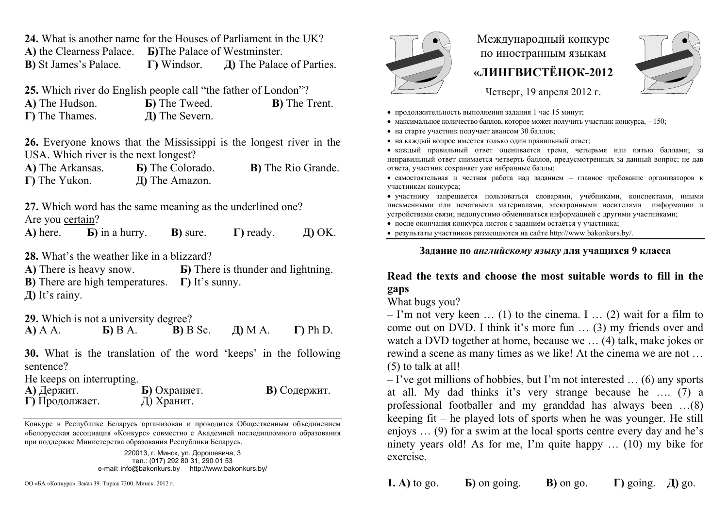**24.** What is another name for the Houses of Parliament in the UK?
**А)** the Clearness Palace. **Б)**The Palace of Westminster.
**В)** St James's Palace. **Г)** Windsor. **Д)** The Palace of Parties.

**25.** Which river do English people call "the father of London"?
**А)** The Hudson. **Б)** The Tweed. **В)** The Trent.
**Г)** The Thames. **Д)** The Severn.

**26.** Everyone knows that the Mississippi is the longest river in the USA. Which river is the next longest?
**А)** The Arkansas. **Б)** The Colorado. **В)** The Rio Grande.
**Г)** The Yukon. **Д)** The Amazon.

**27.** Which word has the same meaning as the underlined one?
Are you <u>certain</u>?
**А)** here. **Б)** in a hurry. **В)** sure. **Г)** ready. **Д)** OK.

**28.** What's the weather like in a blizzard?
**А)** There is heavy snow. **Б)** There is thunder and lightning.
**В)** There are high temperatures. **Г)** It's sunny.
**Д)** It's rainy.

**29.** Which is not a university degree?
**А)** A A. **Б)** B A. **В)** B Sc. **Д)** M A. **Г)** Ph D.

**30.** What is the translation of the word 'keeps' in the following sentence?
He keeps on interrupting.
**А)** Держит. **Б)** Охраняет. **В)** Содержит.
**Г)** Продолжает. Д) Хранит.

Конкурс в Республике Беларусь организован и проводится Общественным объединением «Белорусская ассоциация «Конкурс» совместно с Академией последипломного образования при поддержке Министерства образования Республики Беларусь.

220013, г. Минск, ул. Дорошевича, 3
тел.: (017) 292 80 31, 290 01 53
e-mail: info@bakonkurs.by http://www.bakonkurs.by/

ОО «БА «Конкурс». Заказ 39. Тираж 7300. Минск. 2012 г.

# Международный конкурс по иностранным языкам «ЛИНГВИСТЁНОК-2012

Четверг, 19 апреля 2012 г.

- продолжительность выполнения задания 1 час 15 минут;
- максимальное количество баллов, которое может получить участник конкурса, – 150;
- на старте участник получает авансом 30 баллов;
- на каждый вопрос имеется только один правильный ответ;
- каждый правильный ответ оценивается тремя, четырьмя или пятью баллами; за неправильный ответ снимается четверть баллов, предусмотренных за данный вопрос; не дав ответа, участник сохраняет уже набранные баллы;
- самостоятельная и честная работа над заданием – главное требование организаторов к участникам конкурса;
- участнику запрещается пользоваться словарями, учебниками, конспектами, иными письменными или печатными материалами, электронными носителями информации и устройствами связи; недопустимо обмениваться информацией с другими участниками;
- после окончания конкурса листок с заданием остаётся у участника;
- результаты участников размещаются на сайте http://www.bakonkurs.by/.

**Задание по *английскому языку* для учащихся 9 класса**

## Read the texts and choose the most suitable words to fill in the gaps

What bugs you?

– I'm not very keen … (1) to the cinema. I … (2) wait for a film to come out on DVD. I think it's more fun … (3) my friends over and watch a DVD together at home, because we … (4) talk, make jokes or rewind a scene as many times as we like! At the cinema we are not … (5) to talk at all!

– I've got millions of hobbies, but I'm not interested … (6) any sports at all. My dad thinks it's very strange because he …. (7) a professional footballer and my granddad has always been …(8) keeping fit – he played lots of sports when he was younger. He still enjoys … (9) for a swim at the local sports centre every day and he's ninety years old! As for me, I'm quite happy … (10) my bike for exercise.

**1. А)** to go. **Б)** on going. **В)** on go. **Г)** going. **Д)** go.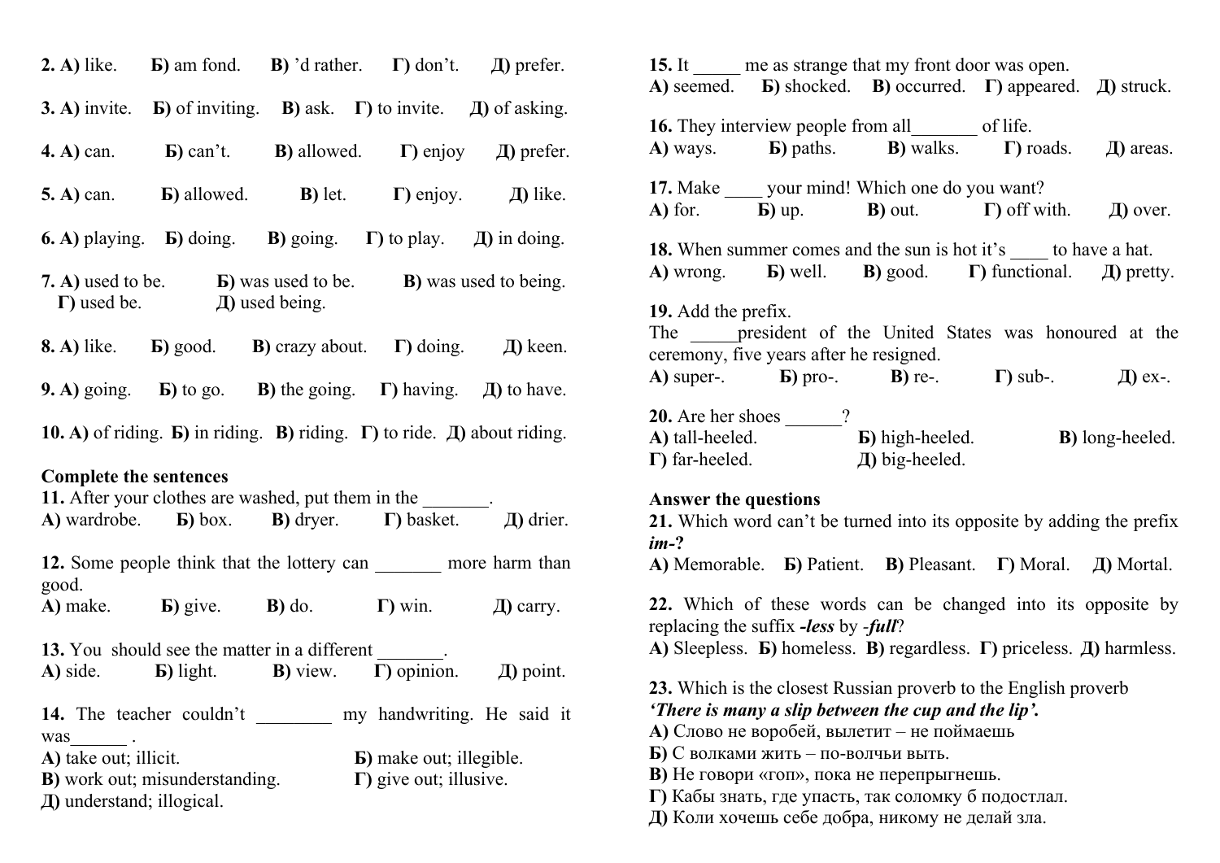**2. А)** like. **Б)** am fond. **В)** 'd rather. **Г)** don't. **Д)** prefer.

**3. А)** invite. **Б)** of inviting. **В)** ask. **Г)** to invite. **Д)** of asking.

**4. А)** can. **Б)** can't. **В)** allowed. **Г)** enjoy **Д)** prefer.

**5. А)** can. **Б)** allowed. **В)** let. **Г)** enjoy. **Д)** like.

**6. А)** playing. **Б)** doing. **В)** going. **Г)** to play. **Д)** in doing.

**7. А)** used to be. **Б)** was used to be. **В)** was used to being. **Г)** used be. **Д)** used being.

**8. А)** like. **Б)** good. **В)** crazy about. **Г)** doing. **Д)** keen.

**9. А)** going. **Б)** to go. **В)** the going. **Г)** having. **Д)** to have.

**10. А)** of riding. **Б)** in riding. **В)** riding. **Г)** to ride. **Д)** about riding.

**Complete the sentences**

**11.** After your clothes are washed, put them in the _______.
**А)** wardrobe. **Б)** box. **В)** dryer. **Г)** basket. **Д)** drier.

**12.** Some people think that the lottery can _______ more harm than good.
**А)** make. **Б)** give. **В)** do. **Г)** win. **Д)** carry.

**13.** You should see the matter in a different _______.
**А)** side. **Б)** light. **В)** view. **Г)** opinion. **Д)** point.

**14.** The teacher couldn't ________ my handwriting. He said it was______ .
**А)** take out; illicit. **Б)** make out; illegible. **В)** work out; misunderstanding. **Г)** give out; illusive. **Д)** understand; illogical.

**15.** It _____ me as strange that my front door was open.
**А)** seemed. **Б)** shocked. **В)** occurred. **Г)** appeared. **Д)** struck.

**16.** They interview people from all_______ of life.
**А)** ways. **Б)** paths. **В)** walks. **Г)** roads. **Д)** areas.

**17.** Make ____ your mind! Which one do you want?
**А)** for. **Б)** up. **В)** out. **Г)** off with. **Д)** over.

**18.** When summer comes and the sun is hot it's ____ to have a hat.
**А)** wrong. **Б)** well. **В)** good. **Г)** functional. **Д)** pretty.

**19.** Add the prefix.
The _____president of the United States was honoured at the ceremony, five years after he resigned.
**А)** super-. **Б)** pro-. **В)** re-. **Г)** sub-. **Д)** ex-.

**20.** Are her shoes ______?
**А)** tall-heeled. **Б)** high-heeled. **В)** long-heeled. **Г)** far-heeled. **Д)** big-heeled.

**Answer the questions**

**21.** Which word can't be turned into its opposite by adding the prefix ***im-***?
**А)** Memorable. **Б)** Patient. **В)** Pleasant. **Г)** Moral. **Д)** Mortal.

**22.** Which of these words can be changed into its opposite by replacing the suffix ***-less*** by ***-full***?
**А)** Sleepless. **Б)** homeless. **В)** regardless. **Г)** priceless. **Д)** harmless.

**23.** Which is the closest Russian proverb to the English proverb ***'There is many a slip between the cup and the lip'.***
**А)** Слово не воробей, вылетит – не поймаешь
**Б)** С волками жить – по-волчьи выть.
**В)** Не говори «гоп», пока не перепрыгнешь.
**Г)** Кабы знать, где упасть, так соломку б подостлал.
**Д)** Коли хочешь себе добра, никому не делай зла.